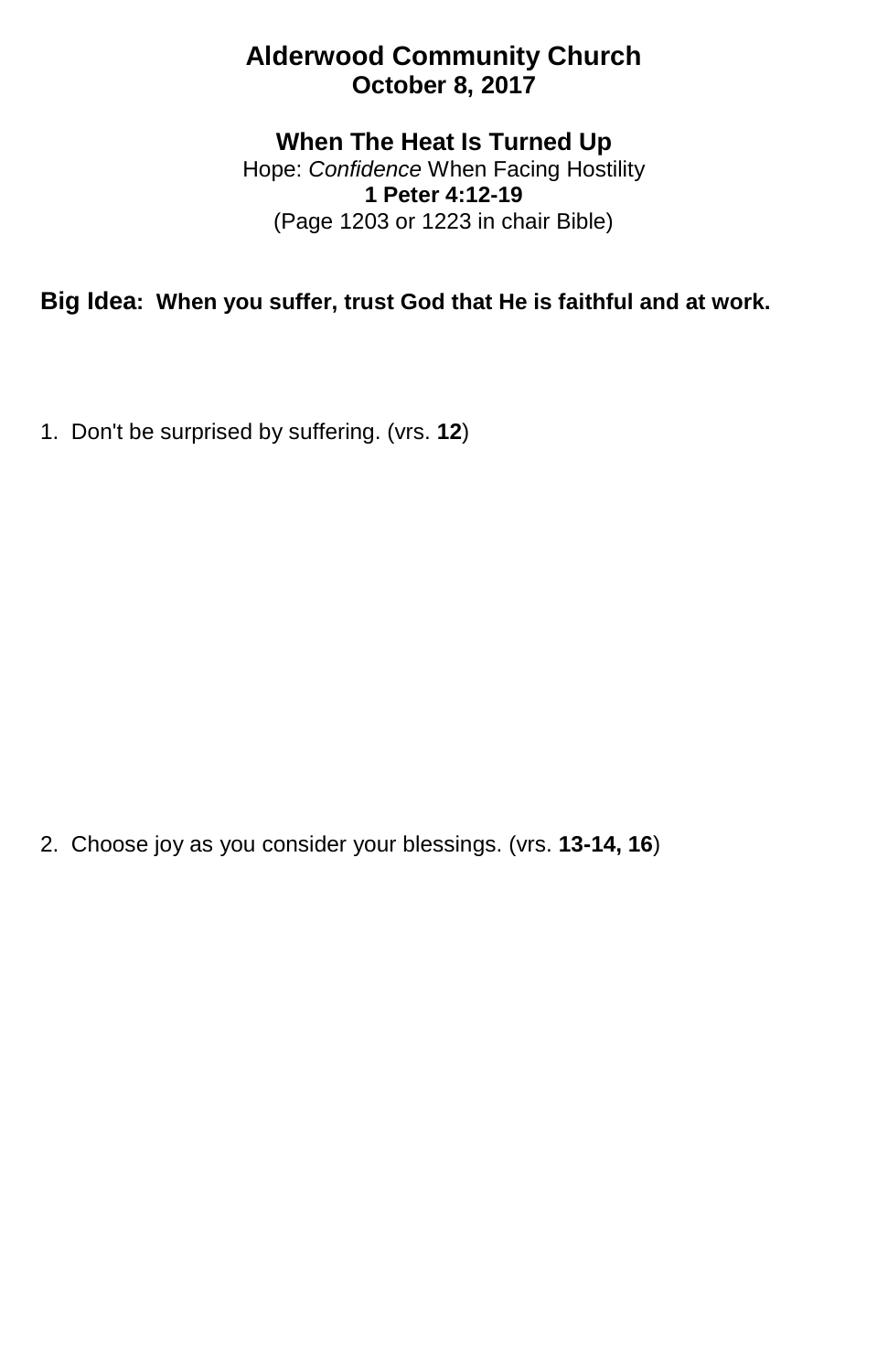# Alderwood Community Church
**October 8, 2017**

## When The Heat Is Turned Up

Hope: *Confidence* When Facing Hostility
**1 Peter 4:12-19**
(Page 1203 or 1223 in chair Bible)

**Big Idea: When you suffer, trust God that He is faithful and at work.**

1. Don't be surprised by suffering. (vrs. **12**)

2. Choose joy as you consider your blessings. (vrs. **13-14, 16**)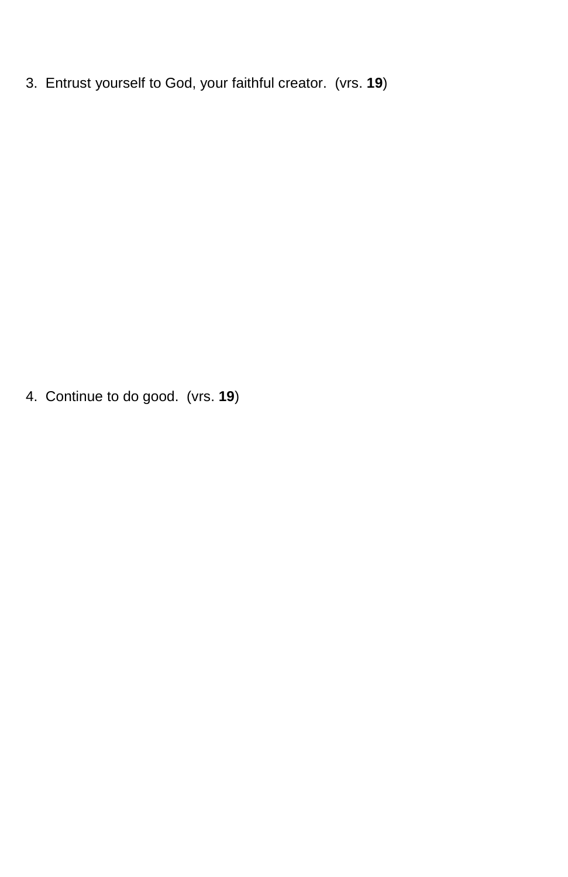3. Entrust yourself to God, your faithful creator. (vrs. **19**)

4. Continue to do good. (vrs. **19**)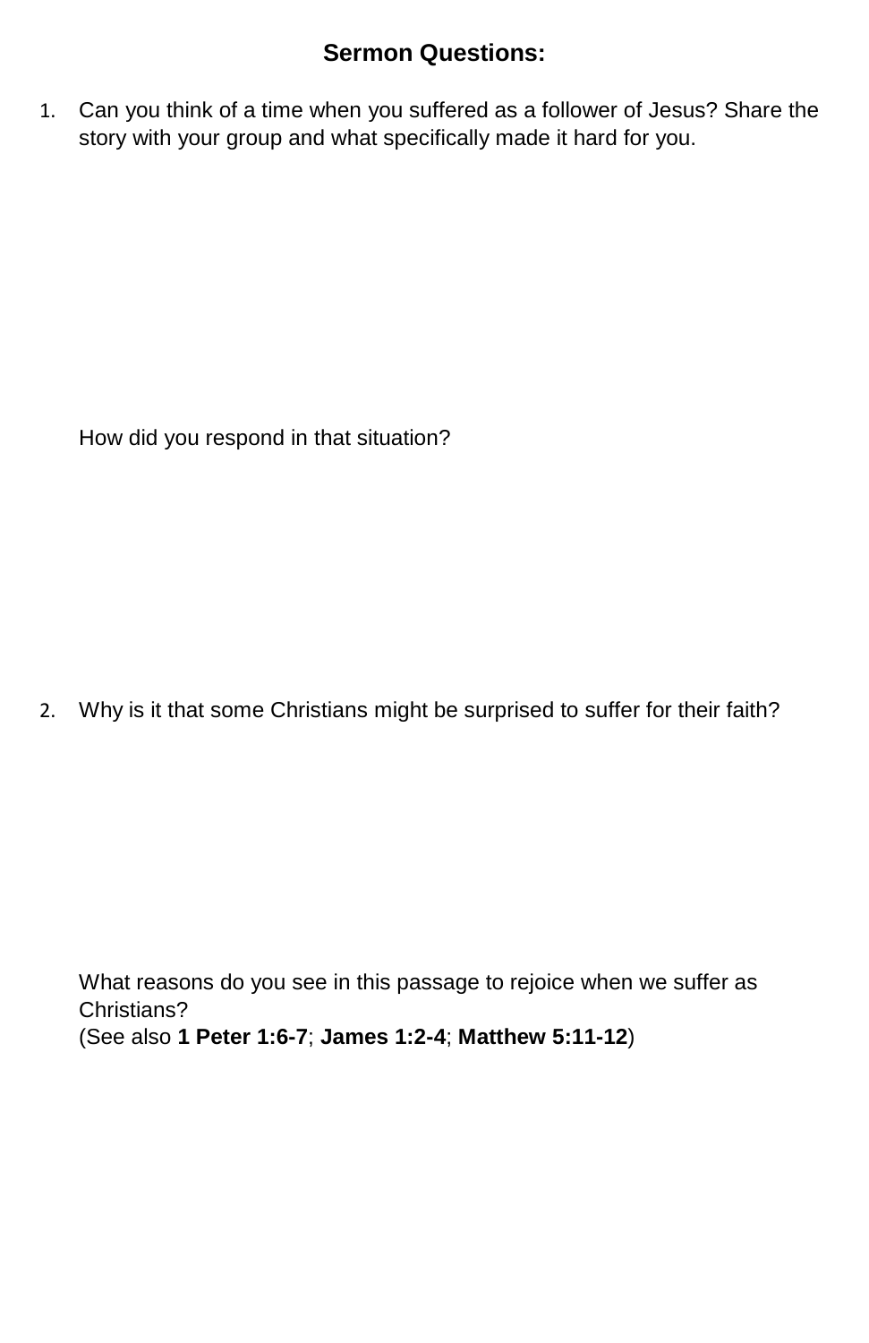## Sermon Questions:

1. Can you think of a time when you suffered as a follower of Jesus? Share the story with your group and what specifically made it hard for you.

   How did you respond in that situation?

2. Why is it that some Christians might be surprised to suffer for their faith?

   What reasons do you see in this passage to rejoice when we suffer as Christians?
   (See also **1 Peter 1:6-7**; **James 1:2-4**; **Matthew 5:11-12**)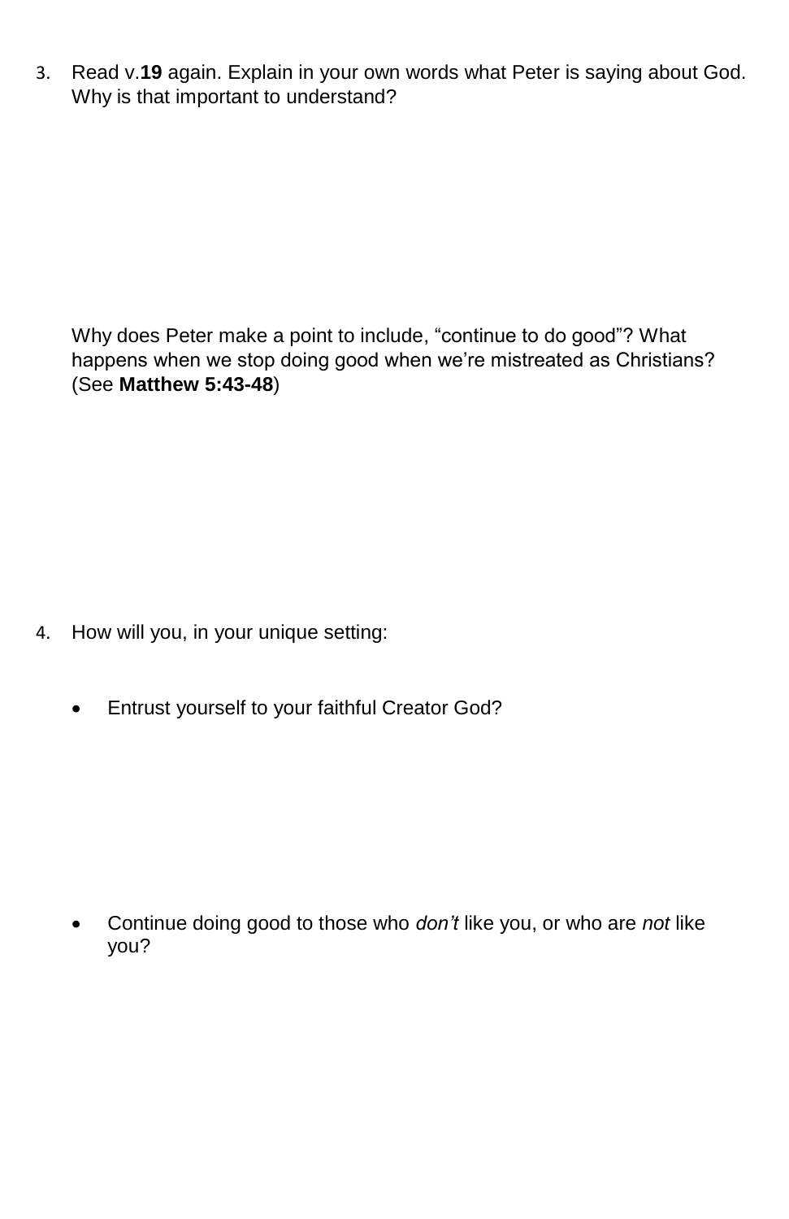3. Read v.**19** again. Explain in your own words what Peter is saying about God. Why is that important to understand?

   Why does Peter make a point to include, "continue to do good"? What happens when we stop doing good when we're mistreated as Christians? (See **Matthew 5:43-48**)

4. How will you, in your unique setting:

   - Entrust yourself to your faithful Creator God?

   - Continue doing good to those who *don't* like you, or who are *not* like you?